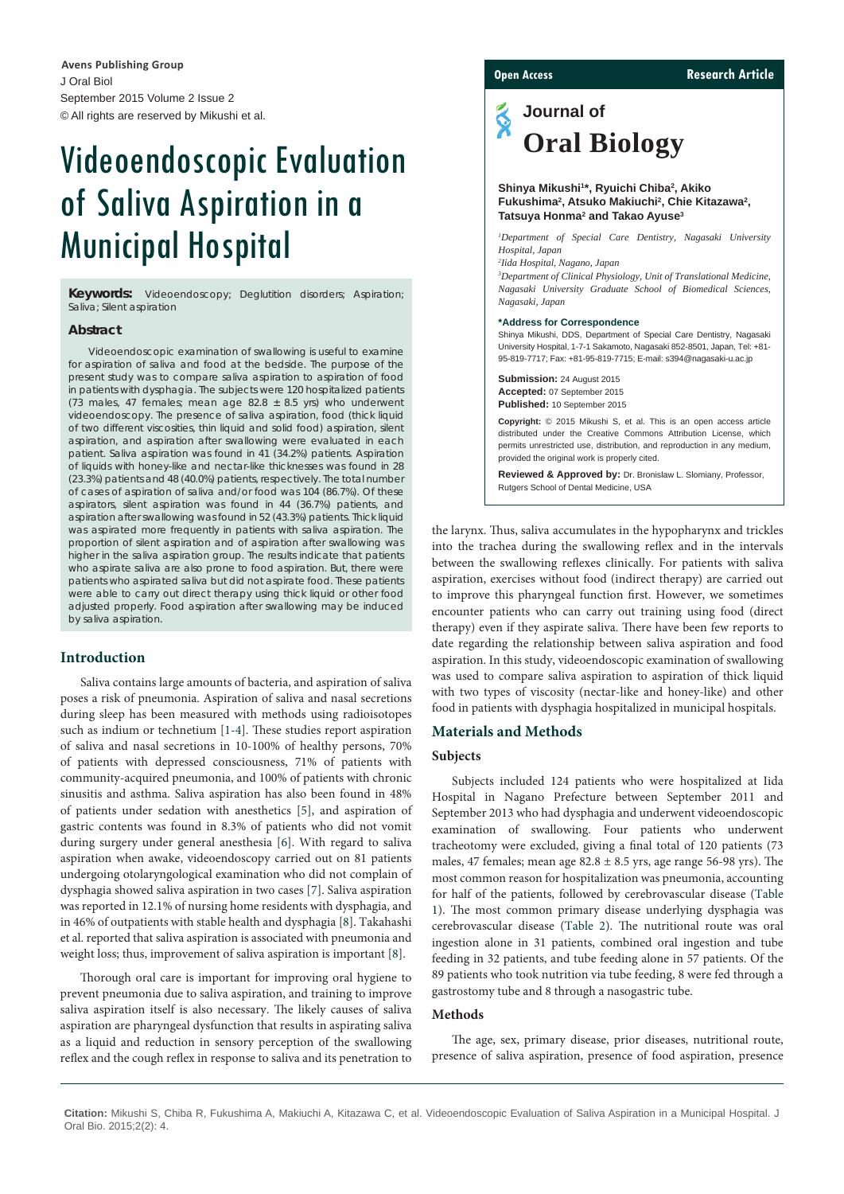Avens Publishing Group
J Oral Biol
September 2015 Volume 2 Issue 2
© All rights are reserved by Mikushi et al.

Open Access | Research Article

Journal of **Oral Biology**

# Videoendoscopic Evaluation of Saliva Aspiration in a Municipal Hospital

**Shinya Mikushi[1]*, Ryuichi Chiba[2], Akiko Fukushima[2], Atsuko Makiuchi[2], Chie Kitazawa[2], Tatsuya Honma[2] and Takao Ayuse[3]**

*[1]Department of Special Care Dentistry, Nagasaki University Hospital, Japan*
*[2]Iida Hospital, Nagano, Japan*
*[3]Department of Clinical Physiology, Unit of Translational Medicine, Nagasaki University Graduate School of Biomedical Sciences, Nagasaki, Japan*

**\*Address for Correspondence**
Shinya Mikushi, DDS, Department of Special Care Dentistry, Nagasaki University Hospital, 1-7-1 Sakamoto, Nagasaki 852-8501, Japan, Tel: +81-95-819-7717; Fax: +81-95-819-7715; E-mail: s394@nagasaki-u.ac.jp

**Submission:** 24 August 2015
**Accepted:** 07 September 2015
**Published:** 10 September 2015

**Copyright:** © 2015 Mikushi S, et al. This is an open access article distributed under the Creative Commons Attribution License, which permits unrestricted use, distribution, and reproduction in any medium, provided the original work is properly cited.

**Reviewed & Approved by:** Dr. Bronislaw L. Slomiany, Professor, Rutgers School of Dental Medicine, USA

**Keywords:** Videoendoscopy; Deglutition disorders; Aspiration; Saliva; Silent aspiration

### Abstract

Videoendoscopic examination of swallowing is useful to examine for aspiration of saliva and food at the bedside. The purpose of the present study was to compare saliva aspiration to aspiration of food in patients with dysphagia. The subjects were 120 hospitalized patients (73 males, 47 females; mean age 82.8 ± 8.5 yrs) who underwent videoendoscopy. The presence of saliva aspiration, food (thick liquid of two different viscosities, thin liquid and solid food) aspiration, silent aspiration, and aspiration after swallowing were evaluated in each patient. Saliva aspiration was found in 41 (34.2%) patients. Aspiration of liquids with honey-like and nectar-like thicknesses was found in 28 (23.3%) patients and 48 (40.0%) patients, respectively. The total number of cases of aspiration of saliva and/or food was 104 (86.7%). Of these aspirators, silent aspiration was found in 44 (36.7%) patients, and aspiration after swallowing was found in 52 (43.3%) patients. Thick liquid was aspirated more frequently in patients with saliva aspiration. The proportion of silent aspiration and of aspiration after swallowing was higher in the saliva aspiration group. The results indicate that patients who aspirate saliva are also prone to food aspiration. But, there were patients who aspirated saliva but did not aspirate food. These patients were able to carry out direct therapy using thick liquid or other food adjusted properly. Food aspiration after swallowing may be induced by saliva aspiration.

## Introduction

Saliva contains large amounts of bacteria, and aspiration of saliva poses a risk of pneumonia. Aspiration of saliva and nasal secretions during sleep has been measured with methods using radioisotopes such as indium or technetium [1-4]. These studies report aspiration of saliva and nasal secretions in 10-100% of healthy persons, 70% of patients with depressed consciousness, 71% of patients with community-acquired pneumonia, and 100% of patients with chronic sinusitis and asthma. Saliva aspiration has also been found in 48% of patients under sedation with anesthetics [5], and aspiration of gastric contents was found in 8.3% of patients who did not vomit during surgery under general anesthesia [6]. With regard to saliva aspiration when awake, videoendoscopy carried out on 81 patients undergoing otolaryngological examination who did not complain of dysphagia showed saliva aspiration in two cases [7]. Saliva aspiration was reported in 12.1% of nursing home residents with dysphagia, and in 46% of outpatients with stable health and dysphagia [8]. Takahashi et al. reported that saliva aspiration is associated with pneumonia and weight loss; thus, improvement of saliva aspiration is important [8].

Thorough oral care is important for improving oral hygiene to prevent pneumonia due to saliva aspiration, and training to improve saliva aspiration itself is also necessary. The likely causes of saliva aspiration are pharyngeal dysfunction that results in aspirating saliva as a liquid and reduction in sensory perception of the swallowing reflex and the cough reflex in response to saliva and its penetration to the larynx. Thus, saliva accumulates in the hypopharynx and trickles into the trachea during the swallowing reflex and in the intervals between the swallowing reflexes clinically. For patients with saliva aspiration, exercises without food (indirect therapy) are carried out to improve this pharyngeal function first. However, we sometimes encounter patients who can carry out training using food (direct therapy) even if they aspirate saliva. There have been few reports to date regarding the relationship between saliva aspiration and food aspiration. In this study, videoendoscopic examination of swallowing was used to compare saliva aspiration to aspiration of thick liquid with two types of viscosity (nectar-like and honey-like) and other food in patients with dysphagia hospitalized in municipal hospitals.

## Materials and Methods

### Subjects

Subjects included 124 patients who were hospitalized at Iida Hospital in Nagano Prefecture between September 2011 and September 2013 who had dysphagia and underwent videoendoscopic examination of swallowing. Four patients who underwent tracheotomy were excluded, giving a final total of 120 patients (73 males, 47 females; mean age 82.8 ± 8.5 yrs, age range 56-98 yrs). The most common reason for hospitalization was pneumonia, accounting for half of the patients, followed by cerebrovascular disease (Table 1). The most common primary disease underlying dysphagia was cerebrovascular disease (Table 2). The nutritional route was oral ingestion alone in 31 patients, combined oral ingestion and tube feeding in 32 patients, and tube feeding alone in 57 patients. Of the 89 patients who took nutrition via tube feeding, 8 were fed through a gastrostomy tube and 8 through a nasogastric tube.

### Methods

The age, sex, primary disease, prior diseases, nutritional route, presence of saliva aspiration, presence of food aspiration, presence

**Citation:** Mikushi S, Chiba R, Fukushima A, Makiuchi A, Kitazawa C, et al. Videoendoscopic Evaluation of Saliva Aspiration in a Municipal Hospital. J Oral Bio. 2015;2(2): 4.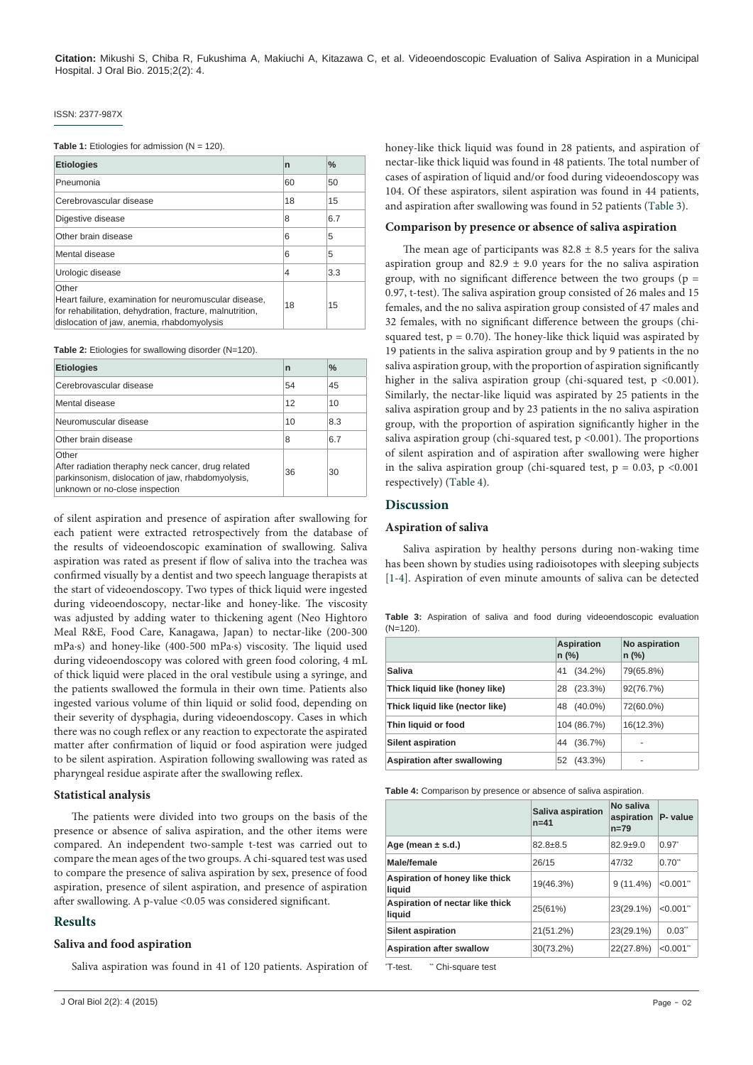**Table 1:** Etiologies for admission (N = 120).

| Etiologies | n | % |
|---|---|---|
| Pneumonia | 60 | 50 |
| Cerebrovascular disease | 18 | 15 |
| Digestive disease | 8 | 6.7 |
| Other brain disease | 6 | 5 |
| Mental disease | 6 | 5 |
| Urologic disease | 4 | 3.3 |
| Other<br>Heart failure, examination for neuromuscular disease, for rehabilitation, dehydration, fracture, malnutrition, dislocation of jaw, anemia, rhabdomyolysis | 18 | 15 |

**Table 2:** Etiologies for swallowing disorder (N=120).

| Etiologies | n | % |
|---|---|---|
| Cerebrovascular disease | 54 | 45 |
| Mental disease | 12 | 10 |
| Neuromuscular disease | 10 | 8.3 |
| Other brain disease | 8 | 6.7 |
| Other<br>After radiation theraphy neck cancer, drug related parkinsonism, dislocation of jaw, rhabdomyolysis, unknown or no-close inspection | 36 | 30 |

of silent aspiration and presence of aspiration after swallowing for each patient were extracted retrospectively from the database of the results of videoendoscopic examination of swallowing. Saliva aspiration was rated as present if flow of saliva into the trachea was confirmed visually by a dentist and two speech language therapists at the start of videoendoscopy. Two types of thick liquid were ingested during videoendoscopy, nectar-like and honey-like. The viscosity was adjusted by adding water to thickening agent (Neo Hightoro Meal R&E, Food Care, Kanagawa, Japan) to nectar-like (200-300 mPa·s) and honey-like (400-500 mPa·s) viscosity. The liquid used during videoendoscopy was colored with green food coloring, 4 mL of thick liquid were placed in the oral vestibule using a syringe, and the patients swallowed the formula in their own time. Patients also ingested various volume of thin liquid or solid food, depending on their severity of dysphagia, during videoendoscopy. Cases in which there was no cough reflex or any reaction to expectorate the aspirated matter after confirmation of liquid or food aspiration were judged to be silent aspiration. Aspiration following swallowing was rated as pharyngeal residue aspirate after the swallowing reflex.

### Statistical analysis

The patients were divided into two groups on the basis of the presence or absence of saliva aspiration, and the other items were compared. An independent two-sample t-test was carried out to compare the mean ages of the two groups. A chi-squared test was used to compare the presence of saliva aspiration by sex, presence of food aspiration, presence of silent aspiration, and presence of aspiration after swallowing. A p-value <0.05 was considered significant.

## Results

### Saliva and food aspiration

Saliva aspiration was found in 41 of 120 patients. Aspiration of honey-like thick liquid was found in 28 patients, and aspiration of nectar-like thick liquid was found in 48 patients. The total number of cases of aspiration of liquid and/or food during videoendoscopy was 104. Of these aspirators, silent aspiration was found in 44 patients, and aspiration after swallowing was found in 52 patients (Table 3).

### Comparison by presence or absence of saliva aspiration

The mean age of participants was 82.8 ± 8.5 years for the saliva aspiration group and 82.9 ± 9.0 years for the no saliva aspiration group, with no significant difference between the two groups (p = 0.97, t-test). The saliva aspiration group consisted of 26 males and 15 females, and the no saliva aspiration group consisted of 47 males and 32 females, with no significant difference between the groups (chi-squared test, p = 0.70). The honey-like thick liquid was aspirated by 19 patients in the saliva aspiration group and by 9 patients in the no saliva aspiration group, with the proportion of aspiration significantly higher in the saliva aspiration group (chi-squared test, p <0.001). Similarly, the nectar-like liquid was aspirated by 25 patients in the saliva aspiration group and by 23 patients in the no saliva aspiration group, with the proportion of aspiration significantly higher in the saliva aspiration group (chi-squared test, p <0.001). The proportions of silent aspiration and of aspiration after swallowing were higher in the saliva aspiration group (chi-squared test, p = 0.03, p <0.001 respectively) (Table 4).

## Discussion

### Aspiration of saliva

Saliva aspiration by healthy persons during non-waking time has been shown by studies using radioisotopes with sleeping subjects [1-4]. Aspiration of even minute amounts of saliva can be detected

**Table 3:** Aspiration of saliva and food during videoendoscopic evaluation (N=120).

| | Aspiration n (%) | No aspiration n (%) |
|---|---|---|
| Saliva | 41 (34.2%) | 79(65.8%) |
| Thick liquid like (honey like) | 28 (23.3%) | 92(76.7%) |
| Thick liquid like (nector like) | 48 (40.0%) | 72(60.0%) |
| Thin liquid or food | 104 (86.7%) | 16(12.3%) |
| Silent aspiration | 44 (36.7%) | - |
| Aspiration after swallowing | 52 (43.3%) | - |

**Table 4:** Comparison by presence or absence of saliva aspiration.

| | Saliva aspiration n=41 | No saliva aspiration n=79 | P- value |
|---|---|---|---|
| Age (mean ± s.d.) | 82.8±8.5 | 82.9±9.0 | 0.97* |
| Male/female | 26/15 | 47/32 | 0.70** |
| Aspiration of honey like thick liquid | 19(46.3%) | 9 (11.4%) | <0.001** |
| Aspiration of nectar like thick liquid | 25(61%) | 23(29.1%) | <0.001** |
| Silent aspiration | 21(51.2%) | 23(29.1%) | 0.03** |
| Aspiration after swallow | 30(73.2%) | 22(27.8%) | <0.001** |

*T-test. **Chi-square test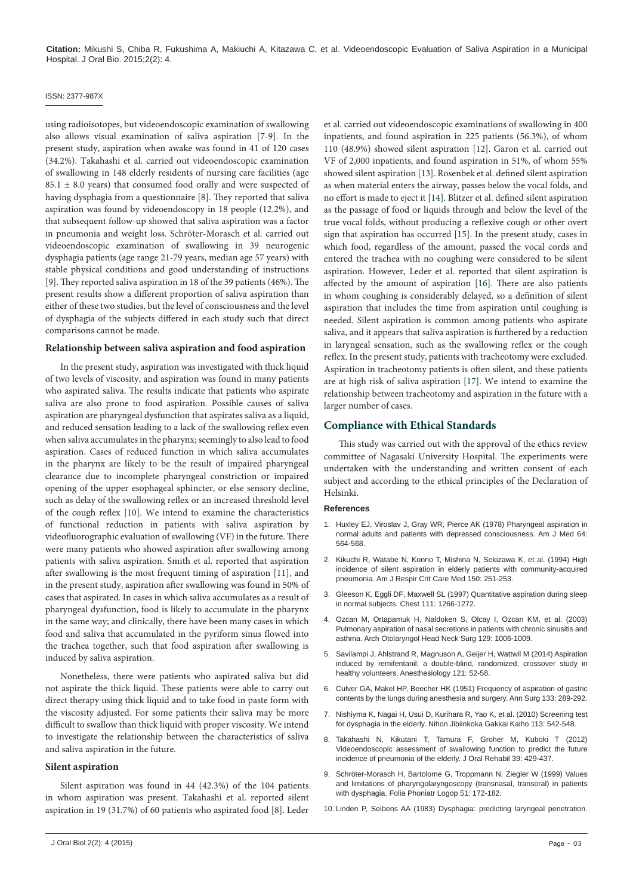using radioisotopes, but videoendoscopic examination of swallowing also allows visual examination of saliva aspiration [7-9]. In the present study, aspiration when awake was found in 41 of 120 cases (34.2%). Takahashi et al. carried out videoendoscopic examination of swallowing in 148 elderly residents of nursing care facilities (age 85.1 ± 8.0 years) that consumed food orally and were suspected of having dysphagia from a questionnaire [8]. They reported that saliva aspiration was found by videoendoscopy in 18 people (12.2%), and that subsequent follow-up showed that saliva aspiration was a factor in pneumonia and weight loss. Schröter-Morasch et al. carried out videoendoscopic examination of swallowing in 39 neurogenic dysphagia patients (age range 21-79 years, median age 57 years) with stable physical conditions and good understanding of instructions [9]. They reported saliva aspiration in 18 of the 39 patients (46%). The present results show a different proportion of saliva aspiration than either of these two studies, but the level of consciousness and the level of dysphagia of the subjects differed in each study such that direct comparisons cannot be made.

### Relationship between saliva aspiration and food aspiration

In the present study, aspiration was investigated with thick liquid of two levels of viscosity, and aspiration was found in many patients who aspirated saliva. The results indicate that patients who aspirate saliva are also prone to food aspiration. Possible causes of saliva aspiration are pharyngeal dysfunction that aspirates saliva as a liquid, and reduced sensation leading to a lack of the swallowing reflex even when saliva accumulates in the pharynx; seemingly to also lead to food aspiration. Cases of reduced function in which saliva accumulates in the pharynx are likely to be the result of impaired pharyngeal clearance due to incomplete pharyngeal constriction or impaired opening of the upper esophageal sphincter, or else sensory decline, such as delay of the swallowing reflex or an increased threshold level of the cough reflex [10]. We intend to examine the characteristics of functional reduction in patients with saliva aspiration by videofluorographic evaluation of swallowing (VF) in the future. There were many patients who showed aspiration after swallowing among patients with saliva aspiration. Smith et al. reported that aspiration after swallowing is the most frequent timing of aspiration [11], and in the present study, aspiration after swallowing was found in 50% of cases that aspirated. In cases in which saliva accumulates as a result of pharyngeal dysfunction, food is likely to accumulate in the pharynx in the same way; and clinically, there have been many cases in which food and saliva that accumulated in the pyriform sinus flowed into the trachea together, such that food aspiration after swallowing is induced by saliva aspiration.

Nonetheless, there were patients who aspirated saliva but did not aspirate the thick liquid. These patients were able to carry out direct therapy using thick liquid and to take food in paste form with the viscosity adjusted. For some patients their saliva may be more difficult to swallow than thick liquid with proper viscosity. We intend to investigate the relationship between the characteristics of saliva and saliva aspiration in the future.

### Silent aspiration

Silent aspiration was found in 44 (42.3%) of the 104 patients in whom aspiration was present. Takahashi et al. reported silent aspiration in 19 (31.7%) of 60 patients who aspirated food [8]. Leder et al. carried out videoendoscopic examinations of swallowing in 400 inpatients, and found aspiration in 225 patients (56.3%), of whom 110 (48.9%) showed silent aspiration [12]. Garon et al. carried out VF of 2,000 inpatients, and found aspiration in 51%, of whom 55% showed silent aspiration [13]. Rosenbek et al. defined silent aspiration as when material enters the airway, passes below the vocal folds, and no effort is made to eject it [14]. Blitzer et al. defined silent aspiration as the passage of food or liquids through and below the level of the true vocal folds, without producing a reflexive cough or other overt sign that aspiration has occurred [15]. In the present study, cases in which food, regardless of the amount, passed the vocal cords and entered the trachea with no coughing were considered to be silent aspiration. However, Leder et al. reported that silent aspiration is affected by the amount of aspiration [16]. There are also patients in whom coughing is considerably delayed, so a definition of silent aspiration that includes the time from aspiration until coughing is needed. Silent aspiration is common among patients who aspirate saliva, and it appears that saliva aspiration is furthered by a reduction in laryngeal sensation, such as the swallowing reflex or the cough reflex. In the present study, patients with tracheotomy were excluded. Aspiration in tracheotomy patients is often silent, and these patients are at high risk of saliva aspiration [17]. We intend to examine the relationship between tracheotomy and aspiration in the future with a larger number of cases.

## Compliance with Ethical Standards

This study was carried out with the approval of the ethics review committee of Nagasaki University Hospital. The experiments were undertaken with the understanding and written consent of each subject and according to the ethical principles of the Declaration of Helsinki.

### References

1. Huxley EJ, Viroslav J, Gray WR, Pierce AK (1978) Pharyngeal aspiration in normal adults and patients with depressed consciousness. Am J Med 64: 564-568.
2. Kikuchi R, Watabe N, Konno T, Mishina N, Sekizawa K, et al. (1994) High incidence of silent aspiration in elderly patients with community-acquired pneumonia. Am J Respir Crit Care Med 150: 251-253.
3. Gleeson K, Eggli DF, Maxwell SL (1997) Quantitative aspiration during sleep in normal subjects. Chest 111: 1266-1272.
4. Ozcan M, Ortapamuk H, Naldoken S, Olcay I, Ozcan KM, et al. (2003) Pulmonary aspiration of nasal secretions in patients with chronic sinusitis and asthma. Arch Otolaryngol Head Neck Surg 129: 1006-1009.
5. Savilampi J, Ahlstrand R, Magnuson A, Geijer H, Wattwil M (2014) Aspiration induced by remifentanil: a double-blind, randomized, crossover study in healthy volunteers. Anesthesiology 121: 52-58.
6. Culver GA, Makel HP, Beecher HK (1951) Frequency of aspiration of gastric contents by the lungs during anesthesia and surgery. Ann Surg 133: 289-292.
7. Nishiyma K, Nagai H, Usui D, Kurihara R, Yao K, et al. (2010) Screening test for dysphagia in the elderly. Nihon Jibiinkoka Gakkai Kaiho 113: 542-548.
8. Takahashi N, Kikutani T, Tamura F, Groher M, Kuboki T (2012) Videoendoscopic assessment of swallowing function to predict the future incidence of pneumonia of the elderly. J Oral Rehabil 39: 429-437.
9. Schröter-Morasch H, Bartolome G, Troppmann N, Ziegler W (1999) Values and limitations of pharyngolaryngoscopy (transnasal, transoral) in patients with dysphagia. Folia Phoniatr Logop 51: 172-182.
10. Linden P, Seibens AA (1983) Dysphagia: predicting laryngeal penetration.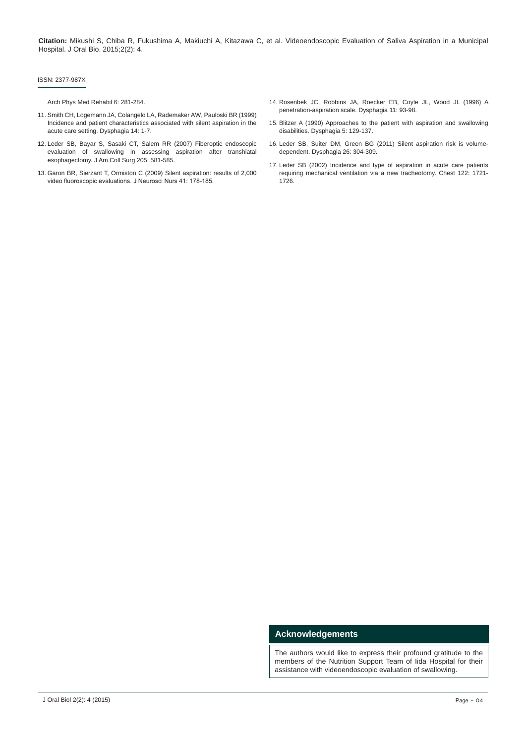Arch Phys Med Rehabil 6: 281-284.

11. Smith CH, Logemann JA, Colangelo LA, Rademaker AW, Pauloski BR (1999) Incidence and patient characteristics associated with silent aspiration in the acute care setting. Dysphagia 14: 1-7.

12. Leder SB, Bayar S, Sasaki CT, Salem RR (2007) Fiberoptic endoscopic evaluation of swallowing in assessing aspiration after transhiatal esophagectomy. J Am Coll Surg 205: 581-585.

13. Garon BR, Sierzant T, Ormiston C (2009) Silent aspiration: results of 2,000 video fluoroscopic evaluations. J Neurosci Nurs 41: 178-185.

14. Rosenbek JC, Robbins JA, Roecker EB, Coyle JL, Wood JL (1996) A penetration-aspiration scale. Dysphagia 11: 93-98.

15. Blitzer A (1990) Approaches to the patient with aspiration and swallowing disabilities. Dysphagia 5: 129-137.

16. Leder SB, Suiter DM, Green BG (2011) Silent aspiration risk is volume-dependent. Dysphagia 26: 304-309.

17. Leder SB (2002) Incidence and type of aspiration in acute care patients requiring mechanical ventilation via a new tracheotomy. Chest 122: 1721-1726.

## Acknowledgements

The authors would like to express their profound gratitude to the members of the Nutrition Support Team of Iida Hospital for their assistance with videoendoscopic evaluation of swallowing.